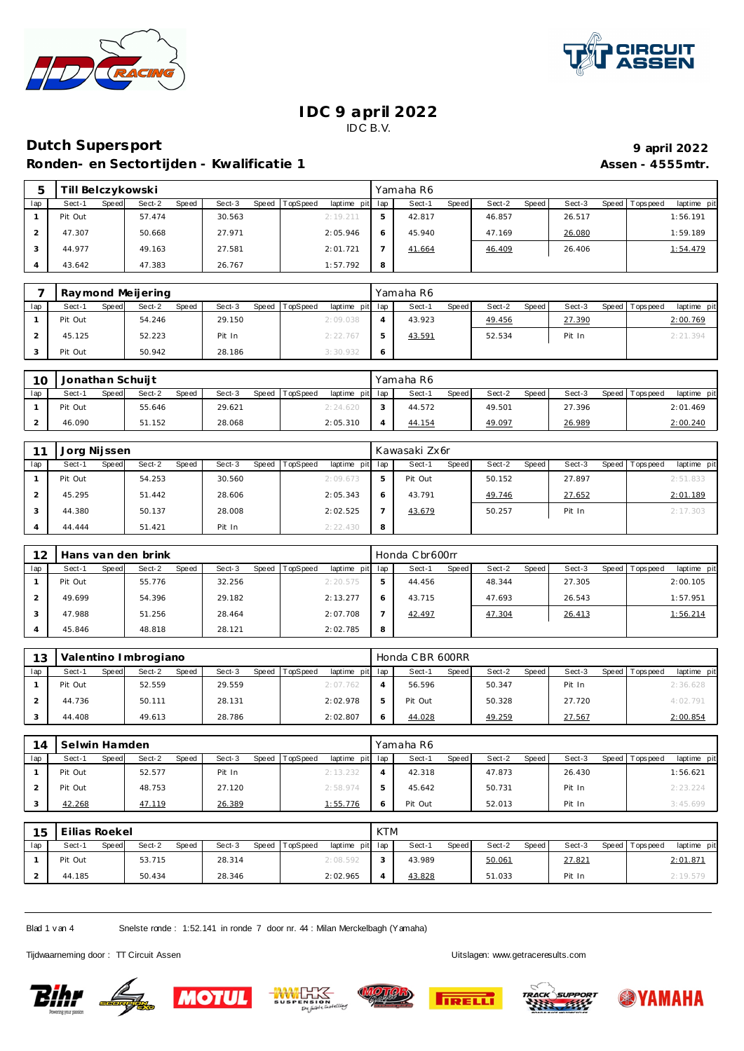# IDC 9 april 2022

IDC B.V.

## Dutch Supersport

**Ronden- en Sectortijden - Kwalificatie 1**

**9 april 2022**

**Assen - 4555mtr.**

### 5 Till Belczykowski — Yamaha R6

| lap | Sect-1 | Speed | Sect-2 | Speed | Sect-3 | Speed | TopSpeed | laptime pit | lap | Sect-1 | Speed | Sect-2 | Speed | Sect-3 | Speed | Topspeed | laptime pit |
|---|---|---|---|---|---|---|---|---|---|---|---|---|---|---|---|---|---|
| 1 | Pit Out | | 57.474 | | 30.563 | | | 2:19.211 | 5 | 42.817 | | 46.857 | | 26.517 | | | 1:56.191 |
| 2 | 47.307 | | 50.668 | | 27.971 | | | 2:05.946 | 6 | 45.940 | | 47.169 | | 26.080 | | | 1:59.189 |
| 3 | 44.977 | | 49.163 | | 27.581 | | | 2:01.721 | 7 | 41.664 | | 46.409 | | 26.406 | | | 1:54.479 |
| 4 | 43.642 | | 47.383 | | 26.767 | | | 1:57.792 | 8 | | | | | | | | |

### 7 Raymond Meijering — Yamaha R6

| lap | Sect-1 | Speed | Sect-2 | Speed | Sect-3 | Speed | TopSpeed | laptime pit | lap | Sect-1 | Speed | Sect-2 | Speed | Sect-3 | Speed | Topspeed | laptime pit |
|---|---|---|---|---|---|---|---|---|---|---|---|---|---|---|---|---|---|
| 1 | Pit Out | | 54.246 | | 29.150 | | | 2:09.038 | 4 | 43.923 | | 49.456 | | 27.390 | | | 2:00.769 |
| 2 | 45.125 | | 52.223 | | Pit In | | | 2:22.767 | 5 | 43.591 | | 52.534 | | Pit In | | | 2:21.394 |
| 3 | Pit Out | | 50.942 | | 28.186 | | | 3:30.932 | 6 | | | | | | | | |

### 10 Jonathan Schuijt — Yamaha R6

| lap | Sect-1 | Speed | Sect-2 | Speed | Sect-3 | Speed | TopSpeed | laptime pit | lap | Sect-1 | Speed | Sect-2 | Speed | Sect-3 | Speed | Topspeed | laptime pit |
|---|---|---|---|---|---|---|---|---|---|---|---|---|---|---|---|---|---|
| 1 | Pit Out | | 55.646 | | 29.621 | | | 2:24.620 | 3 | 44.572 | | 49.501 | | 27.396 | | | 2:01.469 |
| 2 | 46.090 | | 51.152 | | 28.068 | | | 2:05.310 | 4 | 44.154 | | 49.097 | | 26.989 | | | 2:00.240 |

### 11 Jorg Nijssen — Kawasaki Zx6r

| lap | Sect-1 | Speed | Sect-2 | Speed | Sect-3 | Speed | TopSpeed | laptime pit | lap | Sect-1 | Speed | Sect-2 | Speed | Sect-3 | Speed | Topspeed | laptime pit |
|---|---|---|---|---|---|---|---|---|---|---|---|---|---|---|---|---|---|
| 1 | Pit Out | | 54.253 | | 30.560 | | | 2:09.673 | 5 | Pit Out | | 50.152 | | 27.897 | | | 2:51.833 |
| 2 | 45.295 | | 51.442 | | 28.606 | | | 2:05.343 | 6 | 43.791 | | 49.746 | | 27.652 | | | 2:01.189 |
| 3 | 44.380 | | 50.137 | | 28.008 | | | 2:02.525 | 7 | 43.679 | | 50.257 | | Pit In | | | 2:17.303 |
| 4 | 44.444 | | 51.421 | | Pit In | | | 2:22.430 | 8 | | | | | | | | |

### 12 Hans van den brink — Honda Cbr600rr

| lap | Sect-1 | Speed | Sect-2 | Speed | Sect-3 | Speed | TopSpeed | laptime pit | lap | Sect-1 | Speed | Sect-2 | Speed | Sect-3 | Speed | Topspeed | laptime pit |
|---|---|---|---|---|---|---|---|---|---|---|---|---|---|---|---|---|---|
| 1 | Pit Out | | 55.776 | | 32.256 | | | 2:20.575 | 5 | 44.456 | | 48.344 | | 27.305 | | | 2:00.105 |
| 2 | 49.699 | | 54.396 | | 29.182 | | | 2:13.277 | 6 | 43.715 | | 47.693 | | 26.543 | | | 1:57.951 |
| 3 | 47.988 | | 51.256 | | 28.464 | | | 2:07.708 | 7 | 42.497 | | 47.304 | | 26.413 | | | 1:56.214 |
| 4 | 45.846 | | 48.818 | | 28.121 | | | 2:02.785 | 8 | | | | | | | | |

### 13 Valentino Imbrogiano — Honda CBR 600RR

| lap | Sect-1 | Speed | Sect-2 | Speed | Sect-3 | Speed | TopSpeed | laptime pit | lap | Sect-1 | Speed | Sect-2 | Speed | Sect-3 | Speed | Topspeed | laptime pit |
|---|---|---|---|---|---|---|---|---|---|---|---|---|---|---|---|---|---|
| 1 | Pit Out | | 52.559 | | 29.559 | | | 2:07.762 | 4 | 56.596 | | 50.347 | | Pit In | | | 2:36.628 |
| 2 | 44.736 | | 50.111 | | 28.131 | | | 2:02.978 | 5 | Pit Out | | 50.328 | | 27.720 | | | 4:02.791 |
| 3 | 44.408 | | 49.613 | | 28.786 | | | 2:02.807 | 6 | 44.028 | | 49.259 | | 27.567 | | | 2:00.854 |

### 14 Selwin Hamden — Yamaha R6

| lap | Sect-1 | Speed | Sect-2 | Speed | Sect-3 | Speed | TopSpeed | laptime pit | lap | Sect-1 | Speed | Sect-2 | Speed | Sect-3 | Speed | Topspeed | laptime pit |
|---|---|---|---|---|---|---|---|---|---|---|---|---|---|---|---|---|---|
| 1 | Pit Out | | 52.577 | | Pit In | | | 2:13.232 | 4 | 42.318 | | 47.873 | | 26.430 | | | 1:56.621 |
| 2 | Pit Out | | 48.753 | | 27.120 | | | 2:58.974 | 5 | 45.642 | | 50.731 | | Pit In | | | 2:23.224 |
| 3 | 42.268 | | 47.119 | | 26.389 | | | 1:55.776 | 6 | Pit Out | | 52.013 | | Pit In | | | 3:45.699 |

### 15 Eilias Roekel — KTM

| lap | Sect-1 | Speed | Sect-2 | Speed | Sect-3 | Speed | TopSpeed | laptime pit | lap | Sect-1 | Speed | Sect-2 | Speed | Sect-3 | Speed | Topspeed | laptime pit |
|---|---|---|---|---|---|---|---|---|---|---|---|---|---|---|---|---|---|
| 1 | Pit Out | | 53.715 | | 28.314 | | | 2:08.592 | 3 | 43.989 | | 50.061 | | 27.821 | | | 2:01.871 |
| 2 | 44.185 | | 50.434 | | 28.346 | | | 2:02.965 | 4 | 43.828 | | 51.033 | | Pit In | | | 2:19.579 |

Snelste ronde : 1:52.141 in ronde 7 door nr. 44 : Milan Merckelbagh (Yamaha)

Tijdwaarneming door : TT Circuit Assen

Uitslagen: www.getraceresults.com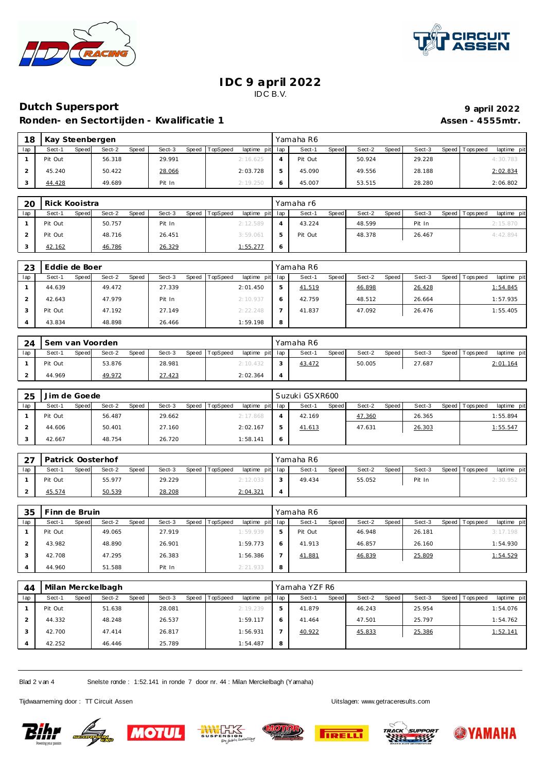# IDC 9 april 2022

IDC B.V.

## Dutch Supersport

**9 april 2022**

**Ronden- en Sectortijden - Kwalificatie 1**

**Assen - 4555mtr.**

| 18 | Kay Steenbergen | | | | | | | | Yamaha R6 | | | | | | | | |
|---|---|---|---|---|---|---|---|---|---|---|---|---|---|---|---|---|---|
| lap | Sect-1 | Speed | Sect-2 | Speed | Sect-3 | Speed | TopSpeed | laptime pit | lap | Sect-1 | Speed | Sect-2 | Speed | Sect-3 | Speed | Topspeed | laptime pit |
| 1 | Pit Out | | 56.318 | | 29.991 | | | 2:16.625 | 4 | Pit Out | | 50.924 | | 29.228 | | | 4:30.783 |
| 2 | 45.240 | | 50.422 | | 28.066 | | | 2:03.728 | 5 | 45.090 | | 49.556 | | 28.188 | | | 2:02.834 |
| 3 | 44.428 | | 49.689 | | Pit In | | | 2:19.250 | 6 | 45.007 | | 53.515 | | 28.280 | | | 2:06.802 |

| 20 | Rick Kooistra | | | | | | | | Yamaha r6 | | | | | | | | |
|---|---|---|---|---|---|---|---|---|---|---|---|---|---|---|---|---|---|
| lap | Sect-1 | Speed | Sect-2 | Speed | Sect-3 | Speed | TopSpeed | laptime pit | lap | Sect-1 | Speed | Sect-2 | Speed | Sect-3 | Speed | Topspeed | laptime pit |
| 1 | Pit Out | | 50.757 | | Pit In | | | 2:12.589 | 4 | 43.224 | | 48.599 | | Pit In | | | 2:15.870 |
| 2 | Pit Out | | 48.716 | | 26.451 | | | 3:59.061 | 5 | Pit Out | | 48.378 | | 26.467 | | | 4:42.894 |
| 3 | 42.162 | | 46.786 | | 26.329 | | | 1:55.277 | 6 | | | | | | | | |

| 23 | Eddie de Boer | | | | | | | | Yamaha R6 | | | | | | | | |
|---|---|---|---|---|---|---|---|---|---|---|---|---|---|---|---|---|---|
| lap | Sect-1 | Speed | Sect-2 | Speed | Sect-3 | Speed | TopSpeed | laptime pit | lap | Sect-1 | Speed | Sect-2 | Speed | Sect-3 | Speed | Topspeed | laptime pit |
| 1 | 44.639 | | 49.472 | | 27.339 | | | 2:01.450 | 5 | 41.519 | | 46.898 | | 26.428 | | | 1:54.845 |
| 2 | 42.643 | | 47.979 | | Pit In | | | 2:10.937 | 6 | 42.759 | | 48.512 | | 26.664 | | | 1:57.935 |
| 3 | Pit Out | | 47.192 | | 27.149 | | | 2:22.248 | 7 | 41.837 | | 47.092 | | 26.476 | | | 1:55.405 |
| 4 | 43.834 | | 48.898 | | 26.466 | | | 1:59.198 | 8 | | | | | | | | |

| 24 | Sem van Voorden | | | | | | | | Yamaha R6 | | | | | | | | |
|---|---|---|---|---|---|---|---|---|---|---|---|---|---|---|---|---|---|
| lap | Sect-1 | Speed | Sect-2 | Speed | Sect-3 | Speed | TopSpeed | laptime pit | lap | Sect-1 | Speed | Sect-2 | Speed | Sect-3 | Speed | Topspeed | laptime pit |
| 1 | Pit Out | | 53.876 | | 28.981 | | | 2:10.432 | 3 | 43.472 | | 50.005 | | 27.687 | | | 2:01.164 |
| 2 | 44.969 | | 49.972 | | 27.423 | | | 2:02.364 | 4 | | | | | | | | |

| 25 | Jim de Goede | | | | | | | | Suzuki GSXR600 | | | | | | | | |
|---|---|---|---|---|---|---|---|---|---|---|---|---|---|---|---|---|---|
| lap | Sect-1 | Speed | Sect-2 | Speed | Sect-3 | Speed | TopSpeed | laptime pit | lap | Sect-1 | Speed | Sect-2 | Speed | Sect-3 | Speed | Topspeed | laptime pit |
| 1 | Pit Out | | 56.487 | | 29.662 | | | 2:17.868 | 4 | 42.169 | | 47.360 | | 26.365 | | | 1:55.894 |
| 2 | 44.606 | | 50.401 | | 27.160 | | | 2:02.167 | 5 | 41.613 | | 47.631 | | 26.303 | | | 1:55.547 |
| 3 | 42.667 | | 48.754 | | 26.720 | | | 1:58.141 | 6 | | | | | | | | |

| 27 | Patrick Oosterhof | | | | | | | | Yamaha R6 | | | | | | | | |
|---|---|---|---|---|---|---|---|---|---|---|---|---|---|---|---|---|---|
| lap | Sect-1 | Speed | Sect-2 | Speed | Sect-3 | Speed | TopSpeed | laptime pit | lap | Sect-1 | Speed | Sect-2 | Speed | Sect-3 | Speed | Topspeed | laptime pit |
| 1 | Pit Out | | 55.977 | | 29.229 | | | 2:12.033 | 3 | 49.434 | | 55.052 | | Pit In | | | 2:30.952 |
| 2 | 45.574 | | 50.539 | | 28.208 | | | 2:04.321 | 4 | | | | | | | | |

| 35 | Finn de Bruin | | | | | | | | Yamaha R6 | | | | | | | | |
|---|---|---|---|---|---|---|---|---|---|---|---|---|---|---|---|---|---|
| lap | Sect-1 | Speed | Sect-2 | Speed | Sect-3 | Speed | TopSpeed | laptime pit | lap | Sect-1 | Speed | Sect-2 | Speed | Sect-3 | Speed | Topspeed | laptime pit |
| 1 | Pit Out | | 49.065 | | 27.919 | | | 1:59.939 | 5 | Pit Out | | 46.948 | | 26.181 | | | 3:17.198 |
| 2 | 43.982 | | 48.890 | | 26.901 | | | 1:59.773 | 6 | 41.913 | | 46.857 | | 26.160 | | | 1:54.930 |
| 3 | 42.708 | | 47.295 | | 26.383 | | | 1:56.386 | 7 | 41.881 | | 46.839 | | 25.809 | | | 1:54.529 |
| 4 | 44.960 | | 51.588 | | Pit In | | | 2:21.933 | 8 | | | | | | | | |

| 44 | Milan Merckelbagh | | | | | | | | Yamaha YZF R6 | | | | | | | | |
|---|---|---|---|---|---|---|---|---|---|---|---|---|---|---|---|---|---|
| lap | Sect-1 | Speed | Sect-2 | Speed | Sect-3 | Speed | TopSpeed | laptime pit | lap | Sect-1 | Speed | Sect-2 | Speed | Sect-3 | Speed | Topspeed | laptime pit |
| 1 | Pit Out | | 51.638 | | 28.081 | | | 2:19.239 | 5 | 41.879 | | 46.243 | | 25.954 | | | 1:54.076 |
| 2 | 44.332 | | 48.248 | | 26.537 | | | 1:59.117 | 6 | 41.464 | | 47.501 | | 25.797 | | | 1:54.762 |
| 3 | 42.700 | | 47.414 | | 26.817 | | | 1:56.931 | 7 | 40.922 | | 45.833 | | 25.386 | | | 1:52.141 |
| 4 | 42.252 | | 46.446 | | 25.789 | | | 1:54.487 | 8 | | | | | | | | |

Snelste ronde : 1:52.141 in ronde 7 door nr. 44 : Milan Merckelbagh (Yamaha)

Tijdwaarneming door : TT Circuit Assen

Uitslagen: www.getraceresults.com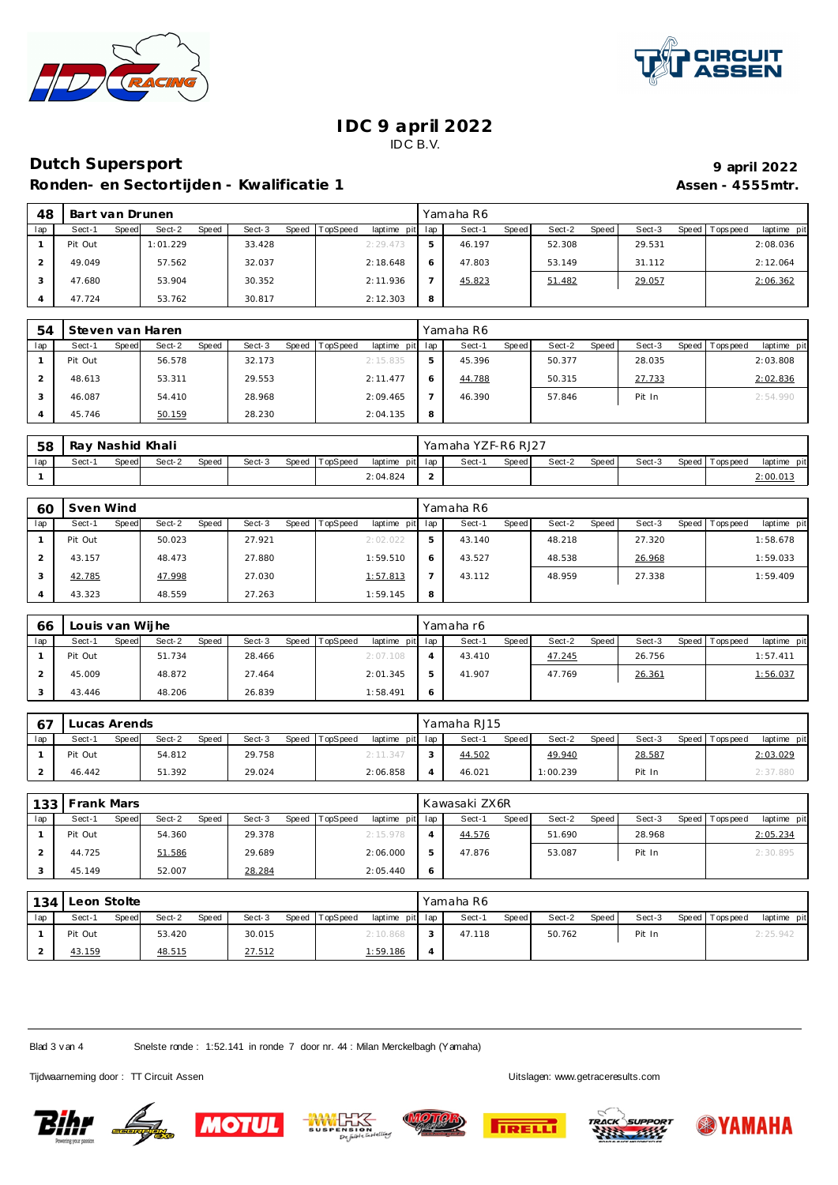# IDC 9 april 2022

IDC B.V.

## Dutch Supersport

**9 april 2022**

### Ronden- en Sectortijden - Kwalificatie 1

**Assen - 4555mtr.**

**48 Bart van Drunen** — Yamaha R6

| lap | Sect-1 | Speed | Sect-2 | Speed | Sect-3 | Speed | TopSpeed | laptime pit | lap | Sect-1 | Speed | Sect-2 | Speed | Sect-3 | Speed | Topspeed | laptime pit |
|---|---|---|---|---|---|---|---|---|---|---|---|---|---|---|---|---|---|
| 1 | Pit Out | | 1:01.229 | | 33.428 | | | 2:29.473 | 5 | 46.197 | | 52.308 | | 29.531 | | | 2:08.036 |
| 2 | 49.049 | | 57.562 | | 32.037 | | | 2:18.648 | 6 | 47.803 | | 53.149 | | 31.112 | | | 2:12.064 |
| 3 | 47.680 | | 53.904 | | 30.352 | | | 2:11.936 | 7 | 45.823 | | 51.482 | | 29.057 | | | 2:06.362 |
| 4 | 47.724 | | 53.762 | | 30.817 | | | 2:12.303 | 8 | | | | | | | | |

**54 Steven van Haren** — Yamaha R6

| lap | Sect-1 | Speed | Sect-2 | Speed | Sect-3 | Speed | TopSpeed | laptime pit | lap | Sect-1 | Speed | Sect-2 | Speed | Sect-3 | Speed | Topspeed | laptime pit |
|---|---|---|---|---|---|---|---|---|---|---|---|---|---|---|---|---|---|
| 1 | Pit Out | | 56.578 | | 32.173 | | | 2:15.835 | 5 | 45.396 | | 50.377 | | 28.035 | | | 2:03.808 |
| 2 | 48.613 | | 53.311 | | 29.553 | | | 2:11.477 | 6 | 44.788 | | 50.315 | | 27.733 | | | 2:02.836 |
| 3 | 46.087 | | 54.410 | | 28.968 | | | 2:09.465 | 7 | 46.390 | | 57.846 | | Pit In | | | 2:54.990 |
| 4 | 45.746 | | 50.159 | | 28.230 | | | 2:04.135 | 8 | | | | | | | | |

**58 Ray Nashid Khali** — Yamaha YZF-R6 RJ27

| lap | Sect-1 | Speed | Sect-2 | Speed | Sect-3 | Speed | TopSpeed | laptime pit | lap | Sect-1 | Speed | Sect-2 | Speed | Sect-3 | Speed | Topspeed | laptime pit |
|---|---|---|---|---|---|---|---|---|---|---|---|---|---|---|---|---|---|
| 1 | | | | | | | | 2:04.824 | 2 | | | | | | | | 2:00.013 |

**60 Sven Wind** — Yamaha R6

| lap | Sect-1 | Speed | Sect-2 | Speed | Sect-3 | Speed | TopSpeed | laptime pit | lap | Sect-1 | Speed | Sect-2 | Speed | Sect-3 | Speed | Topspeed | laptime pit |
|---|---|---|---|---|---|---|---|---|---|---|---|---|---|---|---|---|---|
| 1 | Pit Out | | 50.023 | | 27.921 | | | 2:02.022 | 5 | 43.140 | | 48.218 | | 27.320 | | | 1:58.678 |
| 2 | 43.157 | | 48.473 | | 27.880 | | | 1:59.510 | 6 | 43.527 | | 48.538 | | 26.968 | | | 1:59.033 |
| 3 | 42.785 | | 47.998 | | 27.030 | | | 1:57.813 | 7 | 43.112 | | 48.959 | | 27.338 | | | 1:59.409 |
| 4 | 43.323 | | 48.559 | | 27.263 | | | 1:59.145 | 8 | | | | | | | | |

**66 Louis van Wijhe** — Yamaha r6

| lap | Sect-1 | Speed | Sect-2 | Speed | Sect-3 | Speed | TopSpeed | laptime pit | lap | Sect-1 | Speed | Sect-2 | Speed | Sect-3 | Speed | Topspeed | laptime pit |
|---|---|---|---|---|---|---|---|---|---|---|---|---|---|---|---|---|---|
| 1 | Pit Out | | 51.734 | | 28.466 | | | 2:07.108 | 4 | 43.410 | | 47.245 | | 26.756 | | | 1:57.411 |
| 2 | 45.009 | | 48.872 | | 27.464 | | | 2:01.345 | 5 | 41.907 | | 47.769 | | 26.361 | | | 1:56.037 |
| 3 | 43.446 | | 48.206 | | 26.839 | | | 1:58.491 | 6 | | | | | | | | |

**67 Lucas Arends** — Yamaha RJ15

| lap | Sect-1 | Speed | Sect-2 | Speed | Sect-3 | Speed | TopSpeed | laptime pit | lap | Sect-1 | Speed | Sect-2 | Speed | Sect-3 | Speed | Topspeed | laptime pit |
|---|---|---|---|---|---|---|---|---|---|---|---|---|---|---|---|---|---|
| 1 | Pit Out | | 54.812 | | 29.758 | | | 2:11.347 | 3 | 44.502 | | 49.940 | | 28.587 | | | 2:03.029 |
| 2 | 46.442 | | 51.392 | | 29.024 | | | 2:06.858 | 4 | 46.021 | | 1:00.239 | | Pit In | | | 2:37.880 |

**133 Frank Mars** — Kawasaki ZX6R

| lap | Sect-1 | Speed | Sect-2 | Speed | Sect-3 | Speed | TopSpeed | laptime pit | lap | Sect-1 | Speed | Sect-2 | Speed | Sect-3 | Speed | Topspeed | laptime pit |
|---|---|---|---|---|---|---|---|---|---|---|---|---|---|---|---|---|---|
| 1 | Pit Out | | 54.360 | | 29.378 | | | 2:15.978 | 4 | 44.576 | | 51.690 | | 28.968 | | | 2:05.234 |
| 2 | 44.725 | | 51.586 | | 29.689 | | | 2:06.000 | 5 | 47.876 | | 53.087 | | Pit In | | | 2:30.895 |
| 3 | 45.149 | | 52.007 | | 28.284 | | | 2:05.440 | 6 | | | | | | | | |

**134 Leon Stolte** — Yamaha R6

| lap | Sect-1 | Speed | Sect-2 | Speed | Sect-3 | Speed | TopSpeed | laptime pit | lap | Sect-1 | Speed | Sect-2 | Speed | Sect-3 | Speed | Topspeed | laptime pit |
|---|---|---|---|---|---|---|---|---|---|---|---|---|---|---|---|---|---|
| 1 | Pit Out | | 53.420 | | 30.015 | | | 2:10.868 | 3 | 47.118 | | 50.762 | | Pit In | | | 2:25.942 |
| 2 | 43.159 | | 48.515 | | 27.512 | | | 1:59.186 | 4 | | | | | | | | |

Snelste ronde : 1:52.141 in ronde 7 door nr. 44 : Milan Merckelbagh (Yamaha)

Tijdwaarneming door : TT Circuit Assen

Uitslagen: www.getraceresults.com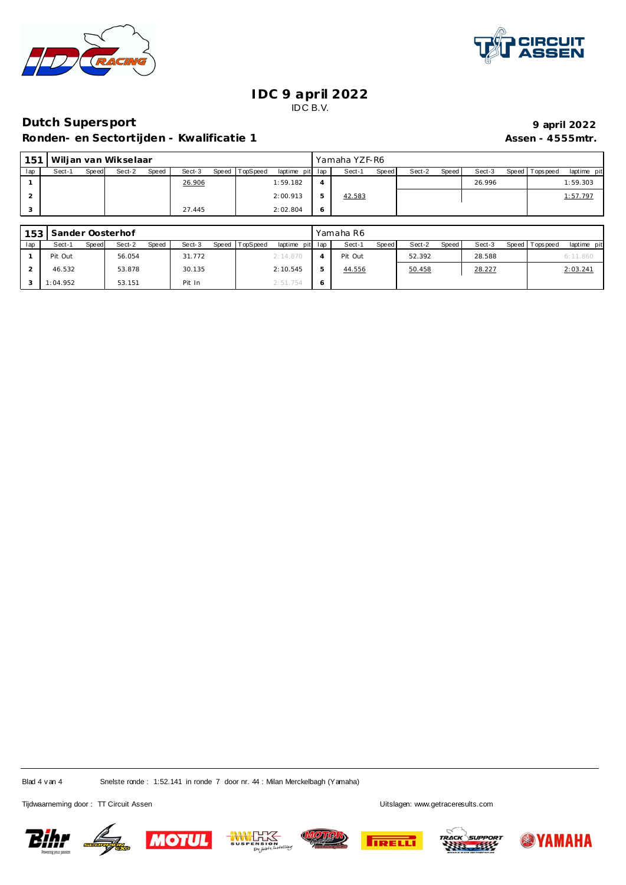# IDC 9 april 2022

IDC B.V.

## Dutch Supersport

**Ronden- en Sectortijden - Kwalificatie 1**

**9 april 2022**

**Assen - 4555mtr.**

| 151 | Wiljan van Wikselaar | | | | | | | | Yamaha YZF-R6 | | | | | | | | |
|---|---|---|---|---|---|---|---|---|---|---|---|---|---|---|---|---|---|
| lap | Sect-1 | Speed | Sect-2 | Speed | Sect-3 | Speed | TopSpeed | laptime pit | lap | Sect-1 | Speed | Sect-2 | Speed | Sect-3 | Speed | Topspeed | laptime pit |
| 1 | | | | | 26.906 | | | 1:59.182 | 4 | | | | | 26.996 | | | 1:59.303 |
| 2 | | | | | | | | 2:00.913 | 5 | 42.583 | | | | | | | 1:57.797 |
| 3 | | | | | 27.445 | | | 2:02.804 | 6 | | | | | | | | |

| 153 | Sander Oosterhof | | | | | | | | Yamaha R6 | | | | | | | | |
|---|---|---|---|---|---|---|---|---|---|---|---|---|---|---|---|---|---|
| lap | Sect-1 | Speed | Sect-2 | Speed | Sect-3 | Speed | TopSpeed | laptime pit | lap | Sect-1 | Speed | Sect-2 | Speed | Sect-3 | Speed | Topspeed | laptime pit |
| 1 | Pit Out | | 56.054 | | 31.772 | | | 2:14.870 | 4 | Pit Out | | 52.392 | | 28.588 | | | 6:11.860 |
| 2 | 46.532 | | 53.878 | | 30.135 | | | 2:10.545 | 5 | 44.556 | | 50.458 | | 28.227 | | | 2:03.241 |
| 3 | 1:04.952 | | 53.151 | | Pit In | | | 2:51.754 | 6 | | | | | | | | |

Snelste ronde : 1:52.141 in ronde 7 door nr. 44 : Milan Merckelbagh (Yamaha)

Tijdwaarneming door : TT Circuit Assen

Uitslagen: www.getraceresults.com